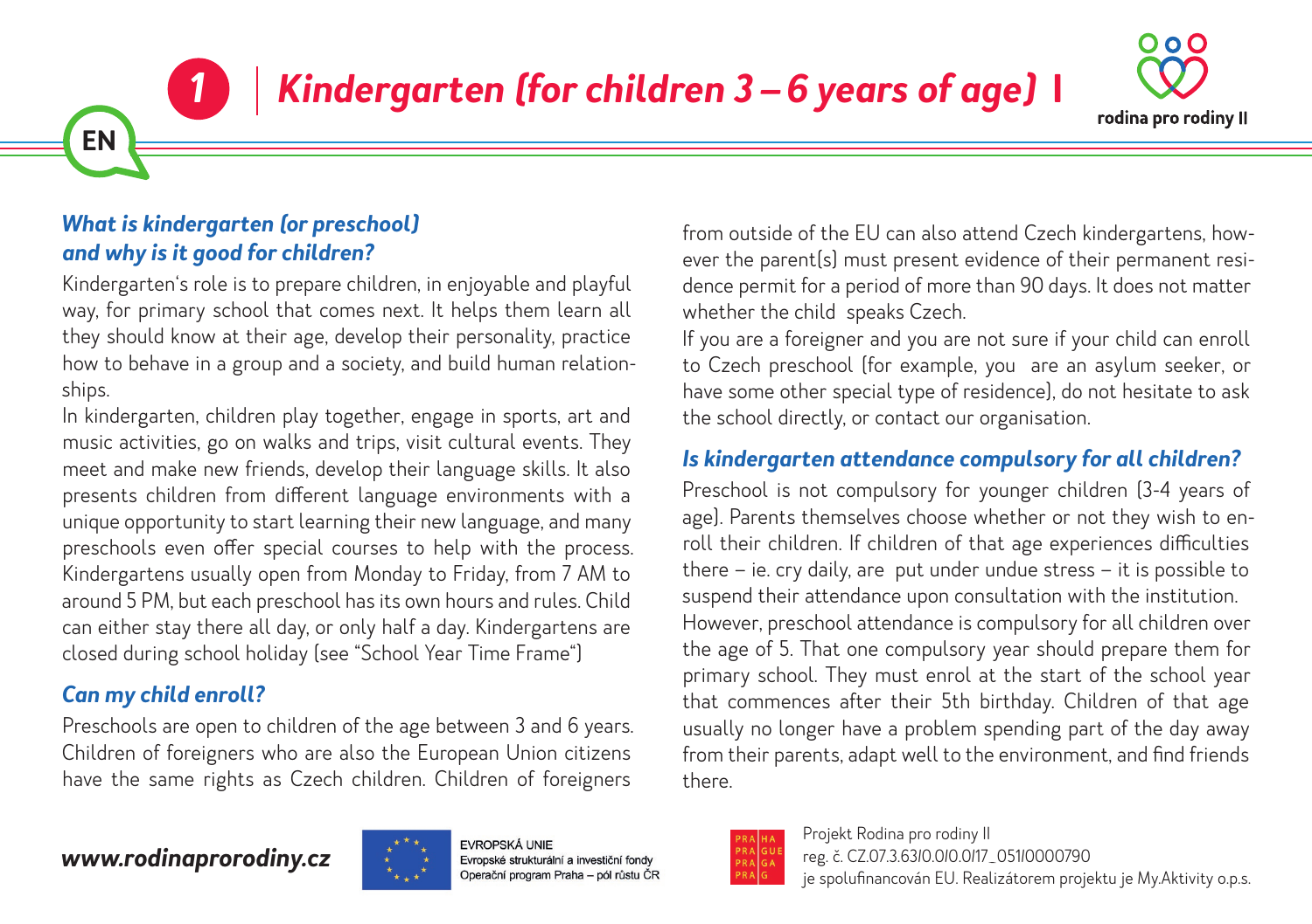# 1 Kindergarten (for children 3 – 6 years of age) I

EN

### *What is kindergarten (or preschool) and why is it good for children?*

Kindergarten's role is to prepare children, in enjoyable and playful way, for primary school that comes next. It helps them learn all they should know at their age, develop their personality, practice how to behave in a group and a society, and build human relationships.

In kindergarten, children play together, engage in sports, art and music activities, go on walks and trips, visit cultural events. They meet and make new friends, develop their language skills. It also presents children from different language environments with a unique opportunity to start learning their new language, and many preschools even offer special courses to help with the process. Kindergartens usually open from Monday to Friday, from 7 AM to around 5 PM, but each preschool has its own hours and rules. Child can either stay there all day, or only half a day. Kindergartens are closed during school holiday (see "School Year Time Frame")

### *Can my child enroll?*

Preschools are open to children of the age between 3 and 6 years. Children of foreigners who are also the European Union citizens have the same rights as Czech children. Children of foreigners from outside of the EU can also attend Czech kindergartens, however the parent(s) must present evidence of their permanent residence permit for a period of more than 90 days. It does not matter whether the child speaks Czech.

If you are a foreigner and you are not sure if your child can enroll to Czech preschool (for example, you are an asylum seeker, or have some other special type of residence), do not hesitate to ask the school directly, or contact our organisation.

### *Is kindergarten attendance compulsory for all children?*

Preschool is not compulsory for younger children (3-4 years of age). Parents themselves choose whether or not they wish to enroll their children. If children of that age experiences difficulties there – ie. cry daily, are put under undue stress – it is possible to suspend their attendance upon consultation with the institution.

However, preschool attendance is compulsory for all children over the age of 5. That one compulsory year should prepare them for primary school. They must enrol at the start of the school year that commences after their 5th birthday. Children of that age usually no longer have a problem spending part of the day away from their parents, adapt well to the environment, and find friends there.

**www.rodinaprorodiny.cz**

EVROPSKÁ UNIE
Evropské strukturální a investiční fondy
Operační program Praha – pól růstu ČR

Projekt Rodina pro rodiny II
reg. č. CZ.07.3.63/0.0/0.0/17_051/0000790
je spolufinancován EU. Realizátorem projektu je My.Aktivity o.p.s.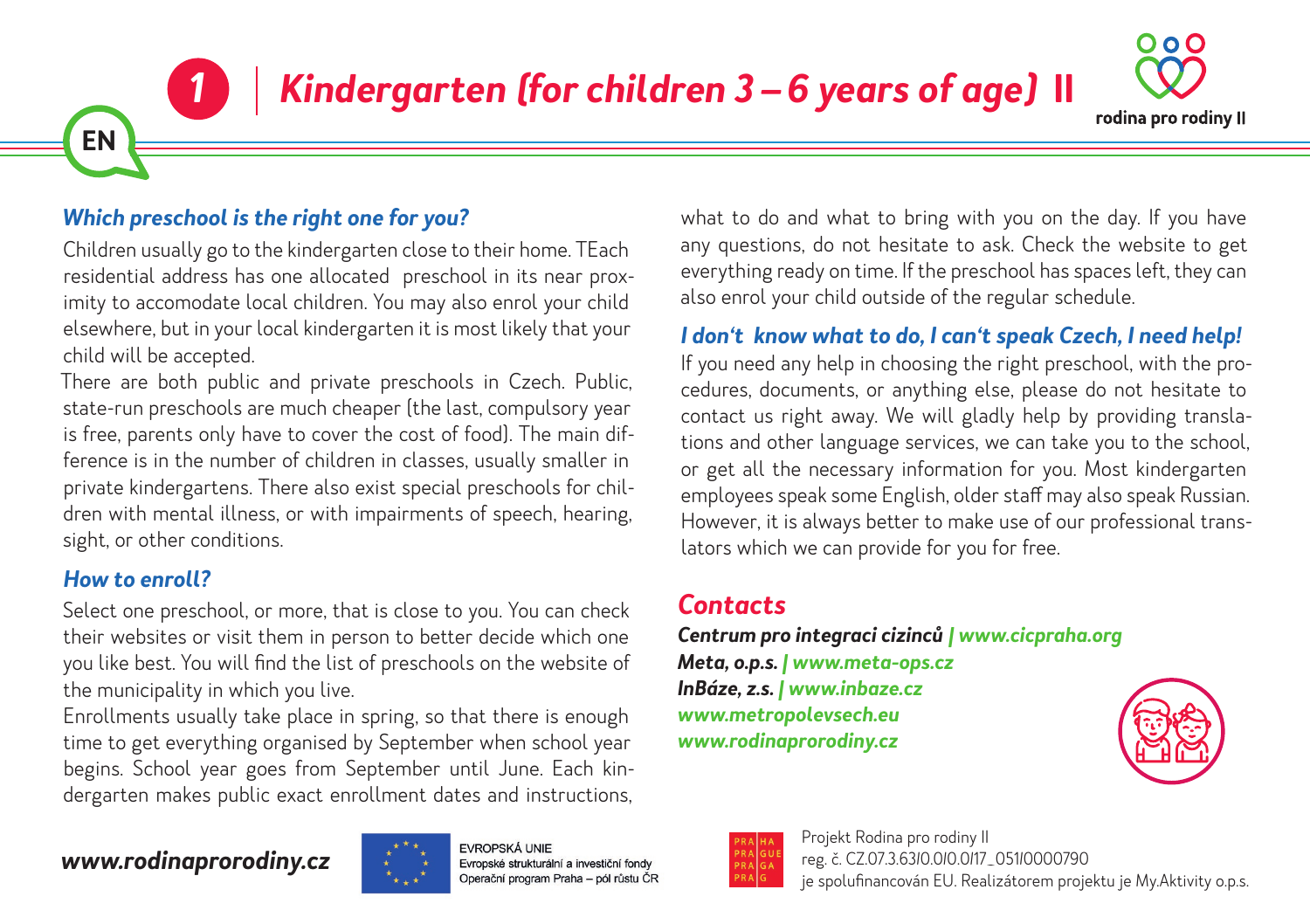# 1 | Kindergarten (for children 3 – 6 years of age) II

EN

### *Which preschool is the right one for you?*

Children usually go to the kindergarten close to their home. TEach residential address has one allocated preschool in its near proximity to accomodate local children. You may also enrol your child elsewhere, but in your local kindergarten it is most likely that your child will be accepted.

There are both public and private preschools in Czech. Public, state-run preschools are much cheaper (the last, compulsory year is free, parents only have to cover the cost of food). The main difference is in the number of children in classes, usually smaller in private kindergartens. There also exist special preschools for children with mental illness, or with impairments of speech, hearing, sight, or other conditions.

### *How to enroll?*

Select one preschool, or more, that is close to you. You can check their websites or visit them in person to better decide which one you like best. You will find the list of preschools on the website of the municipality in which you live.

Enrollments usually take place in spring, so that there is enough time to get everything organised by September when school year begins. School year goes from September until June. Each kindergarten makes public exact enrollment dates and instructions, what to do and what to bring with you on the day. If you have any questions, do not hesitate to ask. Check the website to get everything ready on time. If the preschool has spaces left, they can also enrol your child outside of the regular schedule.

### *I don't know what to do, I can't speak Czech, I need help!*

If you need any help in choosing the right preschool, with the procedures, documents, or anything else, please do not hesitate to contact us right away. We will gladly help by providing translations and other language services, we can take you to the school, or get all the necessary information for you. Most kindergarten employees speak some English, older staff may also speak Russian. However, it is always better to make use of our professional translators which we can provide for you for free.

## *Contacts*

***Centrum pro integraci cizinců** | www.cicpraha.org*
***Meta, o.p.s.** | www.meta-ops.cz*
***InBáze, z.s.** | www.inbaze.cz*
*www.metropolevsech.eu*
*www.rodinaprorodiny.cz*

*www.rodinaprorodiny.cz*

EVROPSKÁ UNIE
Evropské strukturální a investiční fondy
Operační program Praha – pól růstu ČR

Projekt Rodina pro rodiny II
reg. č. CZ.07.3.63/0.0/0.0/17_051/0000790
je spolufinancován EU. Realizátorem projektu je My.Aktivity o.p.s.